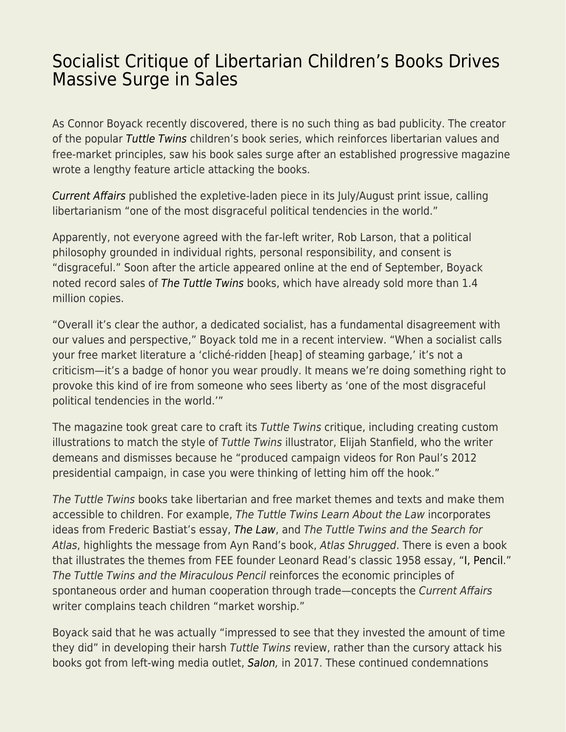# Socialist Critique of Libertarian Children's Books Drives Massive Surge in Sales

As Connor Boyack recently discovered, there is no such thing as bad publicity. The creator of the popular *Tuttle Twins* children's book series, which reinforces libertarian values and free-market principles, saw his book sales surge after an established progressive magazine wrote a lengthy feature article attacking the books.

*Current Affairs* published the expletive-laden piece in its July/August print issue, calling libertarianism "one of the most disgraceful political tendencies in the world."

Apparently, not everyone agreed with the far-left writer, Rob Larson, that a political philosophy grounded in individual rights, personal responsibility, and consent is "disgraceful." Soon after the article appeared online at the end of September, Boyack noted record sales of *The Tuttle Twins* books, which have already sold more than 1.4 million copies.

"Overall it's clear the author, a dedicated socialist, has a fundamental disagreement with our values and perspective," Boyack told me in a recent interview. "When a socialist calls your free market literature a 'cliché-ridden [heap] of steaming garbage,' it's not a criticism—it's a badge of honor you wear proudly. It means we're doing something right to provoke this kind of ire from someone who sees liberty as 'one of the most disgraceful political tendencies in the world.'"

The magazine took great care to craft its *Tuttle Twins* critique, including creating custom illustrations to match the style of *Tuttle Twins* illustrator, Elijah Stanfield, who the writer demeans and dismisses because he "produced campaign videos for Ron Paul's 2012 presidential campaign, in case you were thinking of letting him off the hook."

*The Tuttle Twins* books take libertarian and free market themes and texts and make them accessible to children. For example, *The Tuttle Twins Learn About the Law* incorporates ideas from Frederic Bastiat's essay, *The Law*, and *The Tuttle Twins and the Search for Atlas*, highlights the message from Ayn Rand's book, *Atlas Shrugged*. There is even a book that illustrates the themes from FEE founder Leonard Read's classic 1958 essay, "I, Pencil." *The Tuttle Twins and the Miraculous Pencil* reinforces the economic principles of spontaneous order and human cooperation through trade—concepts the *Current Affairs* writer complains teach children "market worship."

Boyack said that he was actually "impressed to see that they invested the amount of time they did" in developing their harsh *Tuttle Twins* review, rather than the cursory attack his books got from left-wing media outlet, *Salon*, in 2017. These continued condemnations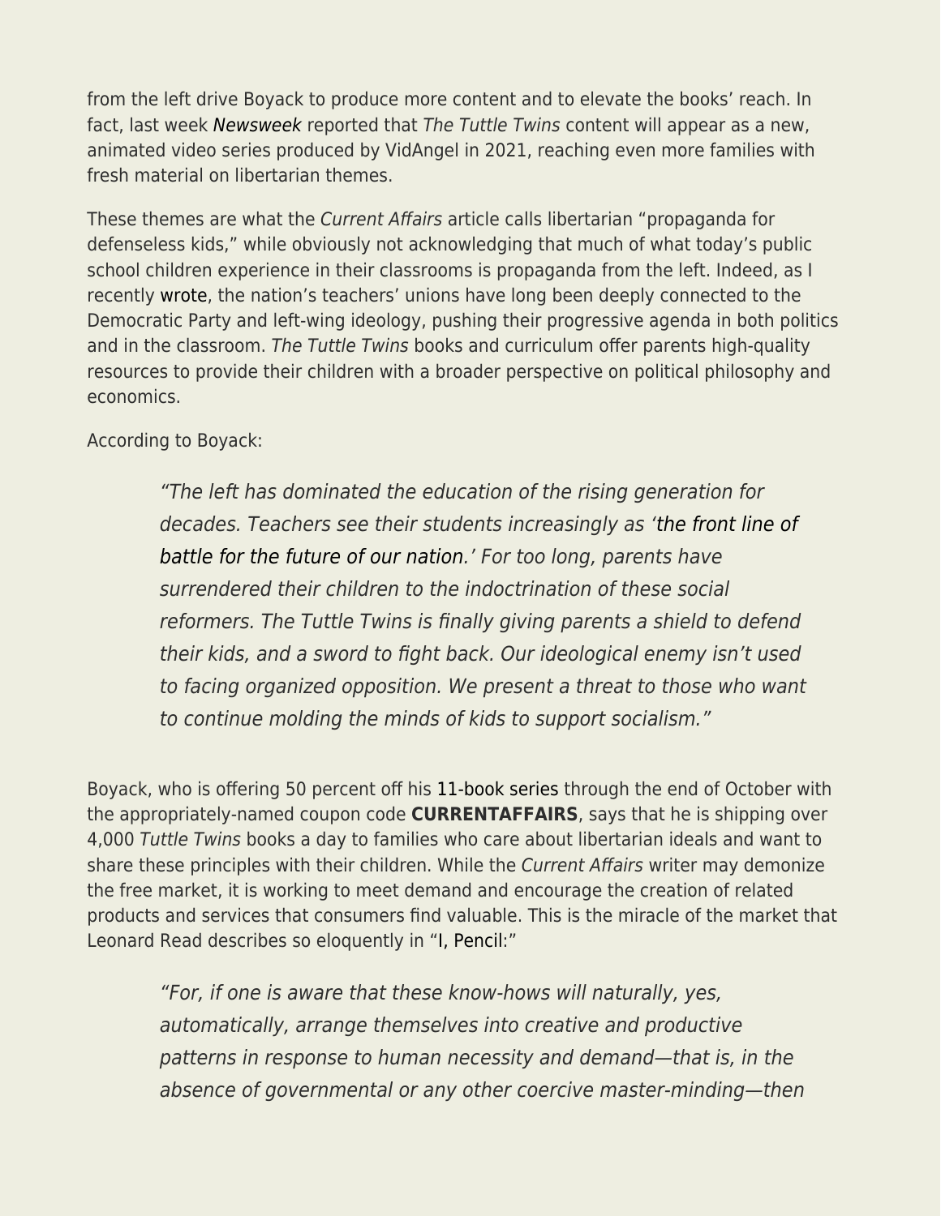from the left drive Boyack to produce more content and to elevate the books' reach. In fact, last week *Newsweek* reported that *The Tuttle Twins* content will appear as a new, animated video series produced by VidAngel in 2021, reaching even more families with fresh material on libertarian themes.

These themes are what the *Current Affairs* article calls libertarian "propaganda for defenseless kids," while obviously not acknowledging that much of what today's public school children experience in their classrooms is propaganda from the left. Indeed, as I recently wrote, the nation's teachers' unions have long been deeply connected to the Democratic Party and left-wing ideology, pushing their progressive agenda in both politics and in the classroom. *The Tuttle Twins* books and curriculum offer parents high-quality resources to provide their children with a broader perspective on political philosophy and economics.

According to Boyack:

> *"The left has dominated the education of the rising generation for decades. Teachers see their students increasingly as 'the front line of battle for the future of our nation.' For too long, parents have surrendered their children to the indoctrination of these social reformers. The Tuttle Twins is finally giving parents a shield to defend their kids, and a sword to fight back. Our ideological enemy isn't used to facing organized opposition. We present a threat to those who want to continue molding the minds of kids to support socialism."*

Boyack, who is offering 50 percent off his 11-book series through the end of October with the appropriately-named coupon code **CURRENTAFFAIRS**, says that he is shipping over 4,000 *Tuttle Twins* books a day to families who care about libertarian ideals and want to share these principles with their children. While the *Current Affairs* writer may demonize the free market, it is working to meet demand and encourage the creation of related products and services that consumers find valuable. This is the miracle of the market that Leonard Read describes so eloquently in "I, Pencil:"

> *"For, if one is aware that these know-hows will naturally, yes, automatically, arrange themselves into creative and productive patterns in response to human necessity and demand—that is, in the absence of governmental or any other coercive master-minding—then*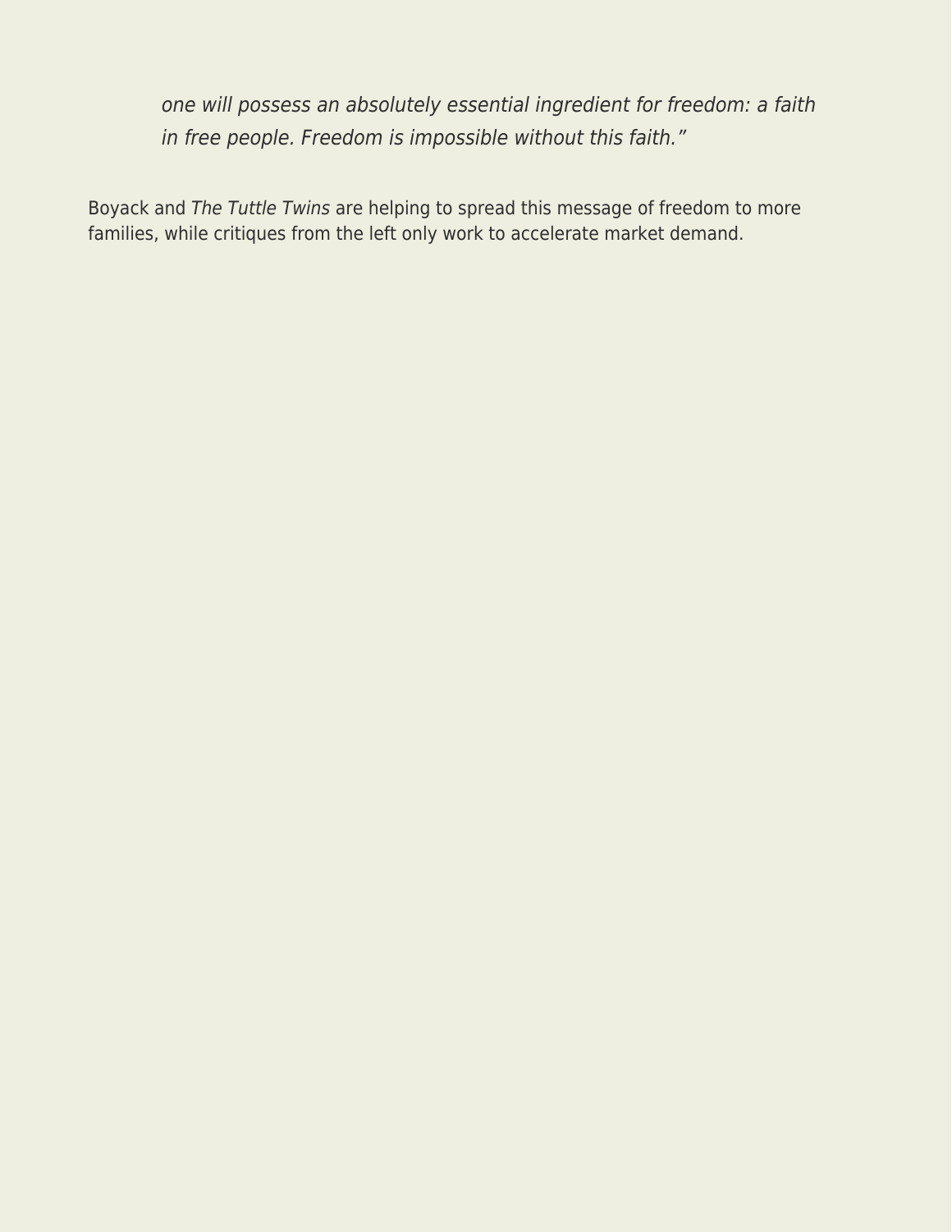> *one will possess an absolutely essential ingredient for freedom: a faith in free people. Freedom is impossible without this faith.”*

Boyack and *The Tuttle Twins* are helping to spread this message of freedom to more families, while critiques from the left only work to accelerate market demand.